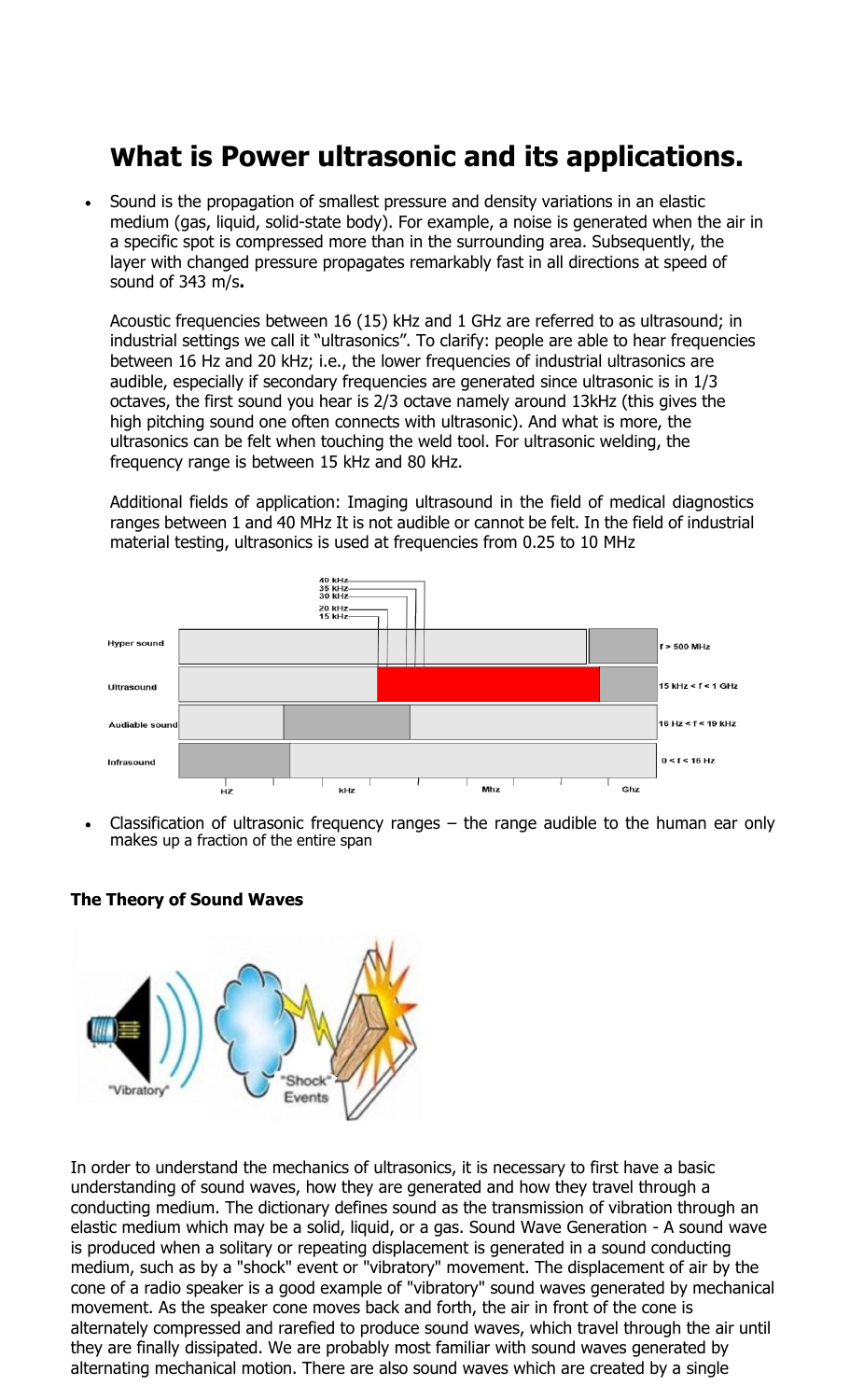# What is Power ultrasonic and its applications.

- Sound is the propagation of smallest pressure and density variations in an elastic medium (gas, liquid, solid-state body). For example, a noise is generated when the air in a specific spot is compressed more than in the surrounding area. Subsequently, the layer with changed pressure propagates remarkably fast in all directions at speed of sound of 343 m/s**.**

  Acoustic frequencies between 16 (15) kHz and 1 GHz are referred to as ultrasound; in industrial settings we call it "ultrasonics". To clarify: people are able to hear frequencies between 16 Hz and 20 kHz; i.e., the lower frequencies of industrial ultrasonics are audible, especially if secondary frequencies are generated since ultrasonic is in 1/3 octaves, the first sound you hear is 2/3 octave namely around 13kHz (this gives the high pitching sound one often connects with ultrasonic). And what is more, the ultrasonics can be felt when touching the weld tool. For ultrasonic welding, the frequency range is between 15 kHz and 80 kHz.

  Additional fields of application: Imaging ultrasound in the field of medical diagnostics ranges between 1 and 40 MHz It is not audible or cannot be felt. In the field of industrial material testing, ultrasonics is used at frequencies from 0.25 to 10 MHz

| | |
|---|---|
| Hyper sound | f > 500 MHz |
| Ultrasound | 15 kHz < f < 1 GHz |
| Audiable sound | 16 Hz < f < 19 kHz |
| Infrasound | 0 < f < 16 Hz |

(Axis: HZ, kHz, Mhz, Ghz; markers: 15 kHz, 20 kHz, 30 kHz, 35 kHz, 40 kHz)

- Classification of ultrasonic frequency ranges – the range audible to the human ear only makes up a fraction of the entire span

### The Theory of Sound Waves

"Vibratory" "Shock" Events

In order to understand the mechanics of ultrasonics, it is necessary to first have a basic understanding of sound waves, how they are generated and how they travel through a conducting medium. The dictionary defines sound as the transmission of vibration through an elastic medium which may be a solid, liquid, or a gas. Sound Wave Generation - A sound wave is produced when a solitary or repeating displacement is generated in a sound conducting medium, such as by a "shock" event or "vibratory" movement. The displacement of air by the cone of a radio speaker is a good example of "vibratory" sound waves generated by mechanical movement. As the speaker cone moves back and forth, the air in front of the cone is alternately compressed and rarefied to produce sound waves, which travel through the air until they are finally dissipated. We are probably most familiar with sound waves generated by alternating mechanical motion. There are also sound waves which are created by a single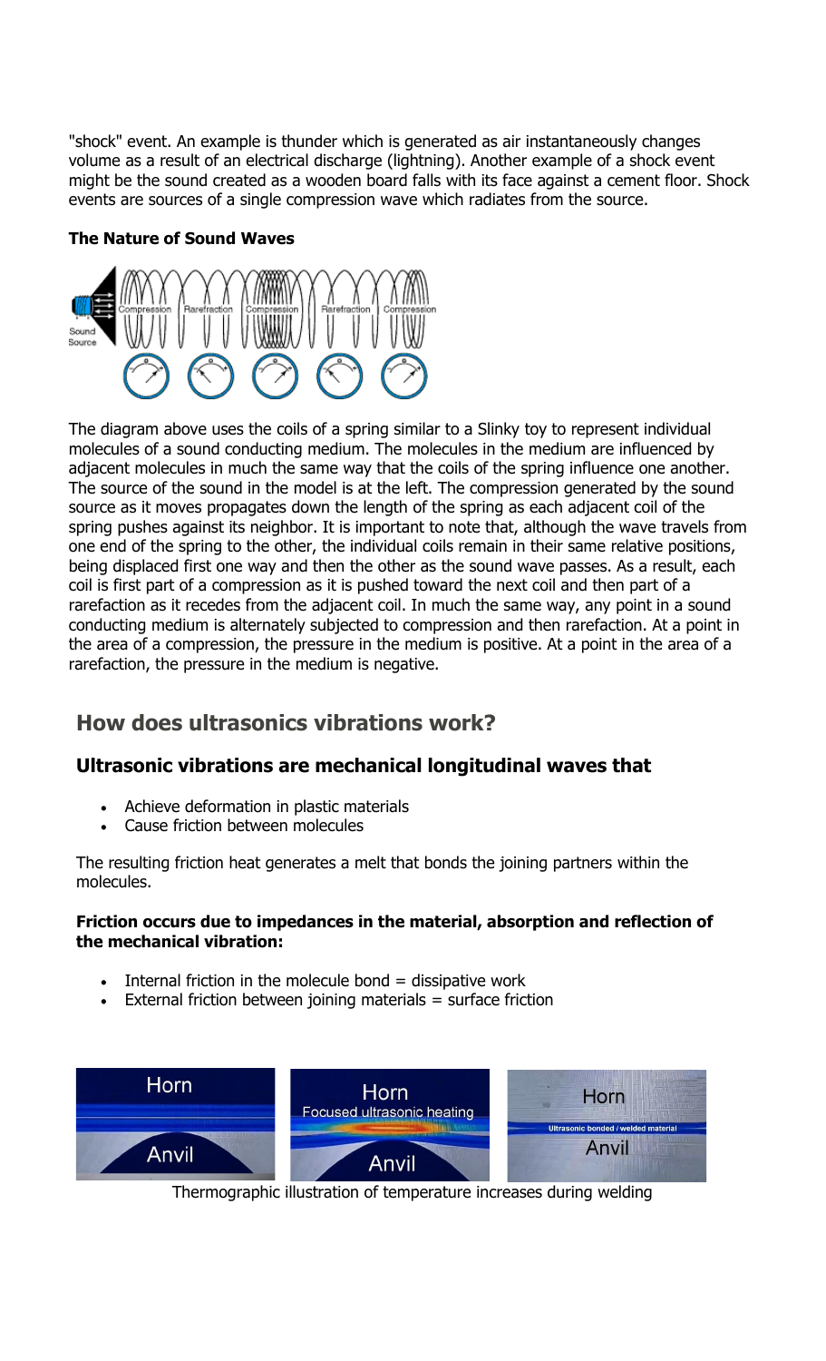"shock" event. An example is thunder which is generated as air instantaneously changes volume as a result of an electrical discharge (lightning). Another example of a shock event might be the sound created as a wooden board falls with its face against a cement floor. Shock events are sources of a single compression wave which radiates from the source.

**The Nature of Sound Waves**

The diagram above uses the coils of a spring similar to a Slinky toy to represent individual molecules of a sound conducting medium. The molecules in the medium are influenced by adjacent molecules in much the same way that the coils of the spring influence one another. The source of the sound in the model is at the left. The compression generated by the sound source as it moves propagates down the length of the spring as each adjacent coil of the spring pushes against its neighbor. It is important to note that, although the wave travels from one end of the spring to the other, the individual coils remain in their same relative positions, being displaced first one way and then the other as the sound wave passes. As a result, each coil is first part of a compression as it is pushed toward the next coil and then part of a rarefaction as it recedes from the adjacent coil. In much the same way, any point in a sound conducting medium is alternately subjected to compression and then rarefaction. At a point in the area of a compression, the pressure in the medium is positive. At a point in the area of a rarefaction, the pressure in the medium is negative.

## How does ultrasonics vibrations work?

### Ultrasonic vibrations are mechanical longitudinal waves that

- Achieve deformation in plastic materials
- Cause friction between molecules

The resulting friction heat generates a melt that bonds the joining partners within the molecules.

**Friction occurs due to impedances in the material, absorption and reflection of the mechanical vibration:**

- Internal friction in the molecule bond = dissipative work
- External friction between joining materials = surface friction

Thermographic illustration of temperature increases during welding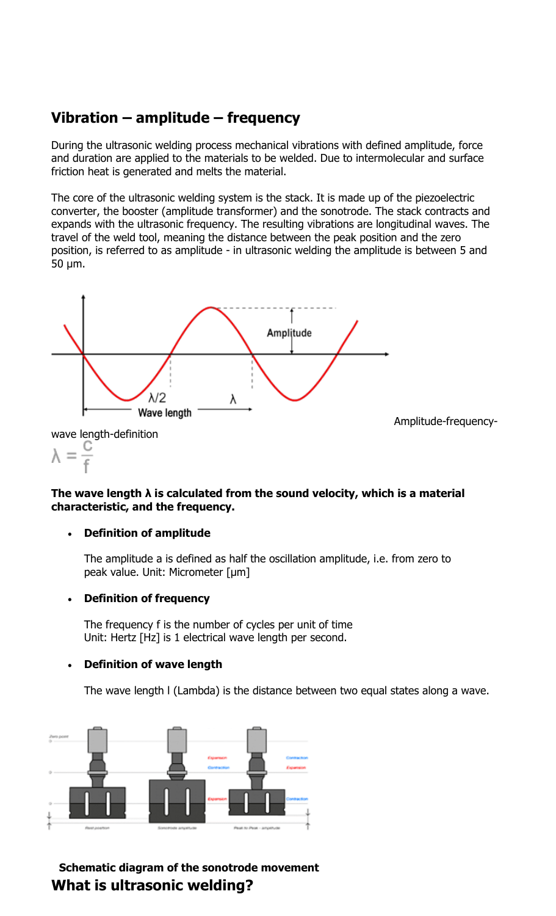## Vibration – amplitude – frequency

During the ultrasonic welding process mechanical vibrations with defined amplitude, force and duration are applied to the materials to be welded. Due to intermolecular and surface friction heat is generated and melts the material.

The core of the ultrasonic welding system is the stack. It is made up of the piezoelectric converter, the booster (amplitude transformer) and the sonotrode. The stack contracts and expands with the ultrasonic frequency. The resulting vibrations are longitudinal waves. The travel of the weld tool, meaning the distance between the peak position and the zero position, is referred to as amplitude - in ultrasonic welding the amplitude is between 5 and 50 µm.

Amplitude-frequency-wave length-definition

$$\lambda = \frac{c}{f}$$

**The wave length λ is calculated from the sound velocity, which is a material characteristic, and the frequency.**

- **Definition of amplitude**

  The amplitude a is defined as half the oscillation amplitude, i.e. from zero to peak value. Unit: Micrometer [µm]

- **Definition of frequency**

  The frequency f is the number of cycles per unit of time
  Unit: Hertz [Hz] is 1 electrical wave length per second.

- **Definition of wave length**

  The wave length l (Lambda) is the distance between two equal states along a wave.

**Schematic diagram of the sonotrode movement**

## What is ultrasonic welding?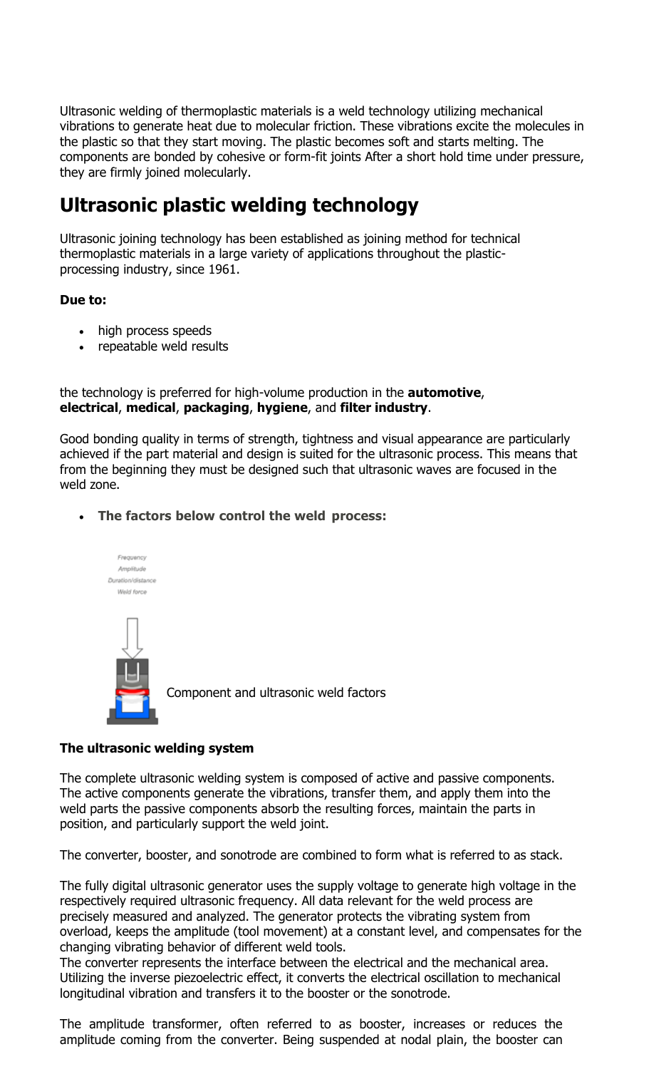Ultrasonic welding of thermoplastic materials is a weld technology utilizing mechanical vibrations to generate heat due to molecular friction. These vibrations excite the molecules in the plastic so that they start moving. The plastic becomes soft and starts melting. The components are bonded by cohesive or form-fit joints After a short hold time under pressure, they are firmly joined molecularly.

## Ultrasonic plastic welding technology

Ultrasonic joining technology has been established as joining method for technical thermoplastic materials in a large variety of applications throughout the plastic-processing industry, since 1961.

**Due to:**

- high process speeds
- repeatable weld results

the technology is preferred for high-volume production in the **automotive**, **electrical**, **medical**, **packaging**, **hygiene**, and **filter industry**.

Good bonding quality in terms of strength, tightness and visual appearance are particularly achieved if the part material and design is suited for the ultrasonic process. This means that from the beginning they must be designed such that ultrasonic waves are focused in the weld zone.

- **The factors below control the weld process:**

*Frequency*
*Amplitude*
*Duration/distance*
*Weld force*

Component and ultrasonic weld factors

**The ultrasonic welding system**

The complete ultrasonic welding system is composed of active and passive components. The active components generate the vibrations, transfer them, and apply them into the weld parts the passive components absorb the resulting forces, maintain the parts in position, and particularly support the weld joint.

The converter, booster, and sonotrode are combined to form what is referred to as stack.

The fully digital ultrasonic generator uses the supply voltage to generate high voltage in the respectively required ultrasonic frequency. All data relevant for the weld process are precisely measured and analyzed. The generator protects the vibrating system from overload, keeps the amplitude (tool movement) at a constant level, and compensates for the changing vibrating behavior of different weld tools.
The converter represents the interface between the electrical and the mechanical area. Utilizing the inverse piezoelectric effect, it converts the electrical oscillation to mechanical longitudinal vibration and transfers it to the booster or the sonotrode.

The amplitude transformer, often referred to as booster, increases or reduces the amplitude coming from the converter. Being suspended at nodal plain, the booster can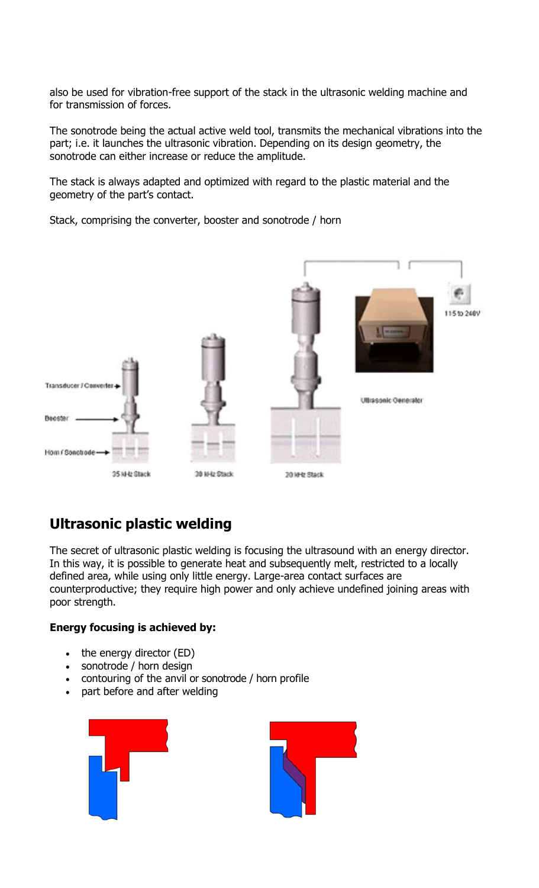also be used for vibration-free support of the stack in the ultrasonic welding machine and for transmission of forces.

The sonotrode being the actual active weld tool, transmits the mechanical vibrations into the part; i.e. it launches the ultrasonic vibration. Depending on its design geometry, the sonotrode can either increase or reduce the amplitude.

The stack is always adapted and optimized with regard to the plastic material and the geometry of the part's contact.

Stack, comprising the converter, booster and sonotrode / horn

## Ultrasonic plastic welding

The secret of ultrasonic plastic welding is focusing the ultrasound with an energy director. In this way, it is possible to generate heat and subsequently melt, restricted to a locally defined area, while using only little energy. Large-area contact surfaces are counterproductive; they require high power and only achieve undefined joining areas with poor strength.

**Energy focusing is achieved by:**

- the energy director (ED)
- sonotrode / horn design
- contouring of the anvil or sonotrode / horn profile
- part before and after welding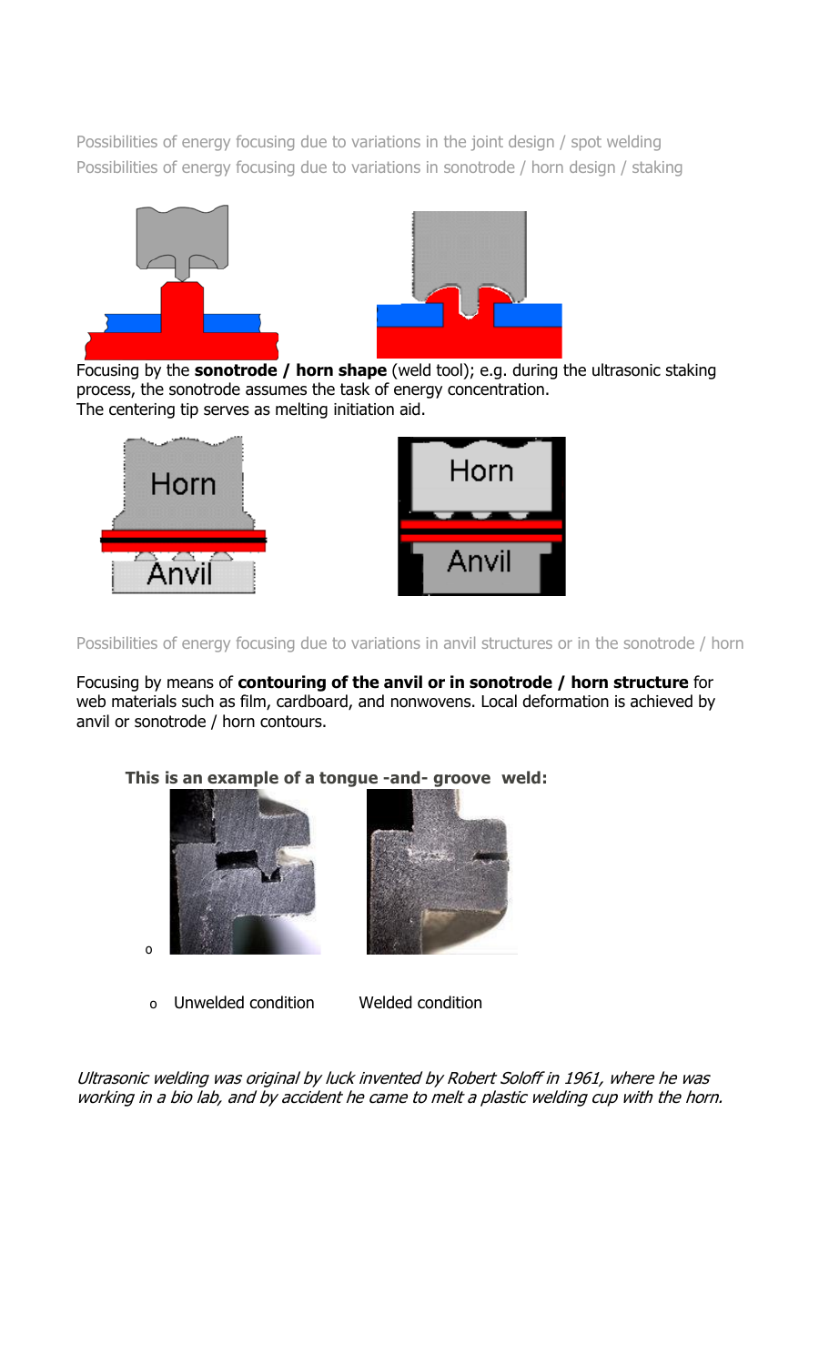Possibilities of energy focusing due to variations in the joint design / spot welding

Possibilities of energy focusing due to variations in sonotrode / horn design / staking

Focusing by the **sonotrode / horn shape** (weld tool); e.g. during the ultrasonic staking process, the sonotrode assumes the task of energy concentration.
The centering tip serves as melting initiation aid.

Possibilities of energy focusing due to variations in anvil structures or in the sonotrode / horn

Focusing by means of **contouring of the anvil or in sonotrode / horn structure** for web materials such as film, cardboard, and nonwovens. Local deformation is achieved by anvil or sonotrode / horn contours.

**This is an example of a tongue -and- groove weld:**

- Unwelded condition     Welded condition

*Ultrasonic welding was original by luck invented by Robert Soloff in 1961, where he was working in a bio lab, and by accident he came to melt a plastic welding cup with the horn.*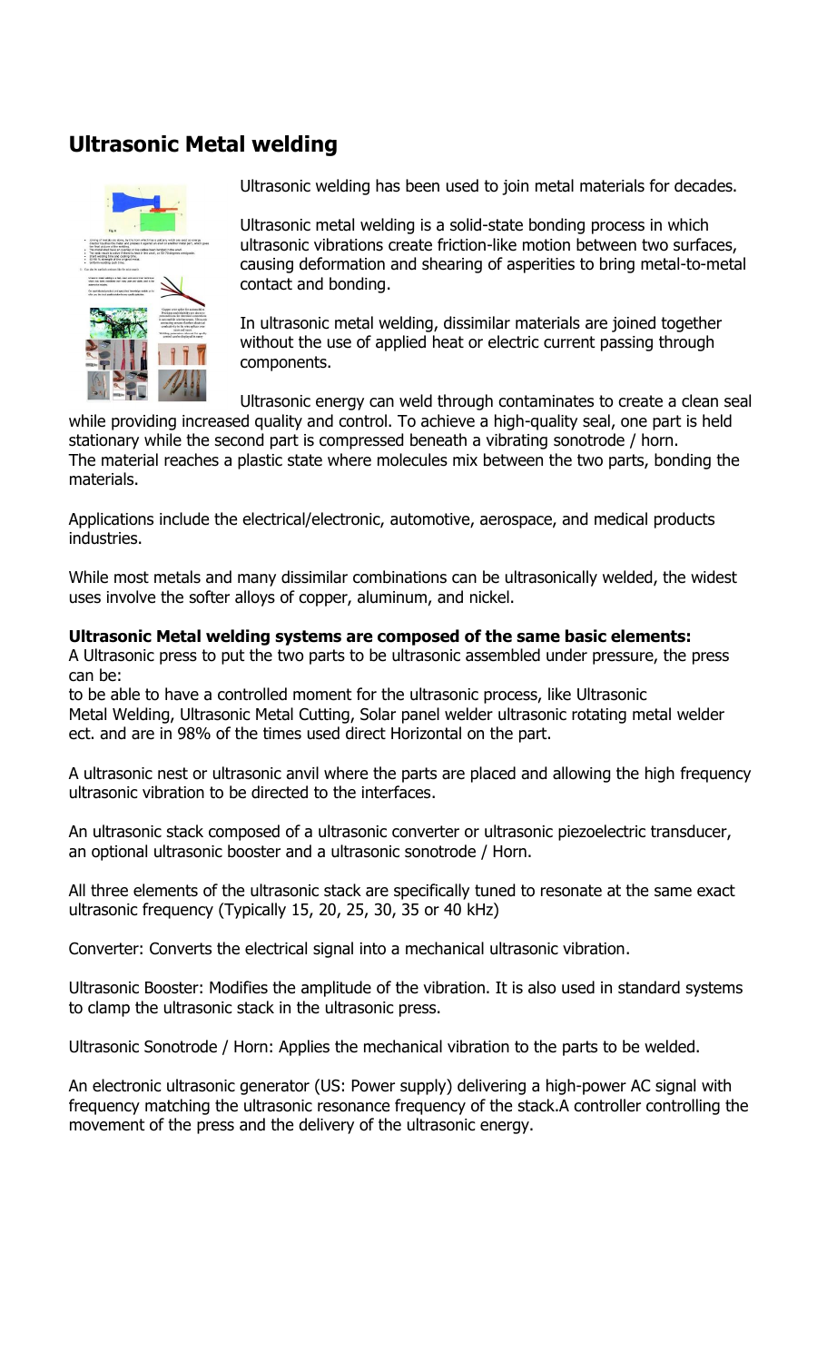## Ultrasonic Metal welding

Ultrasonic welding has been used to join metal materials for decades.

Ultrasonic metal welding is a solid-state bonding process in which ultrasonic vibrations create friction-like motion between two surfaces, causing deformation and shearing of asperities to bring metal-to-metal contact and bonding.

In ultrasonic metal welding, dissimilar materials are joined together without the use of applied heat or electric current passing through components.

Ultrasonic energy can weld through contaminates to create a clean seal while providing increased quality and control. To achieve a high-quality seal, one part is held stationary while the second part is compressed beneath a vibrating sonotrode / horn. The material reaches a plastic state where molecules mix between the two parts, bonding the materials.

Applications include the electrical/electronic, automotive, aerospace, and medical products industries.

While most metals and many dissimilar combinations can be ultrasonically welded, the widest uses involve the softer alloys of copper, aluminum, and nickel.

**Ultrasonic Metal welding systems are composed of the same basic elements:**
A Ultrasonic press to put the two parts to be ultrasonic assembled under pressure, the press can be:
to be able to have a controlled moment for the ultrasonic process, like Ultrasonic Metal Welding, Ultrasonic Metal Cutting, Solar panel welder ultrasonic rotating metal welder ect. and are in 98% of the times used direct Horizontal on the part.

A ultrasonic nest or ultrasonic anvil where the parts are placed and allowing the high frequency ultrasonic vibration to be directed to the interfaces.

An ultrasonic stack composed of a ultrasonic converter or ultrasonic piezoelectric transducer, an optional ultrasonic booster and a ultrasonic sonotrode / Horn.

All three elements of the ultrasonic stack are specifically tuned to resonate at the same exact ultrasonic frequency (Typically 15, 20, 25, 30, 35 or 40 kHz)

Converter: Converts the electrical signal into a mechanical ultrasonic vibration.

Ultrasonic Booster: Modifies the amplitude of the vibration. It is also used in standard systems to clamp the ultrasonic stack in the ultrasonic press.

Ultrasonic Sonotrode / Horn: Applies the mechanical vibration to the parts to be welded.

An electronic ultrasonic generator (US: Power supply) delivering a high-power AC signal with frequency matching the ultrasonic resonance frequency of the stack.A controller controlling the movement of the press and the delivery of the ultrasonic energy.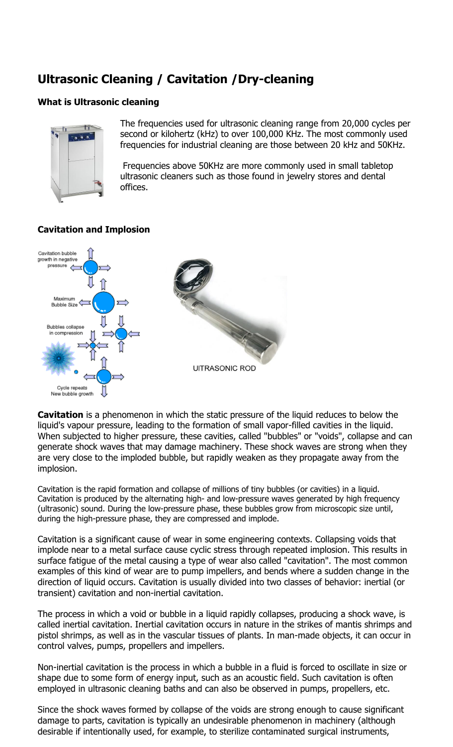# Ultrasonic Cleaning / Cavitation /Dry-cleaning

### What is Ultrasonic cleaning

The frequencies used for ultrasonic cleaning range from 20,000 cycles per second or kilohertz (kHz) to over 100,000 KHz. The most commonly used frequencies for industrial cleaning are those between 20 kHz and 50KHz.

Frequencies above 50KHz are more commonly used in small tabletop ultrasonic cleaners such as those found in jewelry stores and dental offices.

### Cavitation and Implosion

UlTRASONIC ROD

**Cavitation** is a phenomenon in which the static pressure of the liquid reduces to below the liquid's vapour pressure, leading to the formation of small vapor-filled cavities in the liquid. When subjected to higher pressure, these cavities, called "bubbles" or "voids", collapse and can generate shock waves that may damage machinery. These shock waves are strong when they are very close to the imploded bubble, but rapidly weaken as they propagate away from the implosion.

Cavitation is the rapid formation and collapse of millions of tiny bubbles (or cavities) in a liquid. Cavitation is produced by the alternating high- and low-pressure waves generated by high frequency (ultrasonic) sound. During the low-pressure phase, these bubbles grow from microscopic size until, during the high-pressure phase, they are compressed and implode.

Cavitation is a significant cause of wear in some engineering contexts. Collapsing voids that implode near to a metal surface cause cyclic stress through repeated implosion. This results in surface fatigue of the metal causing a type of wear also called "cavitation". The most common examples of this kind of wear are to pump impellers, and bends where a sudden change in the direction of liquid occurs. Cavitation is usually divided into two classes of behavior: inertial (or transient) cavitation and non-inertial cavitation.

The process in which a void or bubble in a liquid rapidly collapses, producing a shock wave, is called inertial cavitation. Inertial cavitation occurs in nature in the strikes of mantis shrimps and pistol shrimps, as well as in the vascular tissues of plants. In man-made objects, it can occur in control valves, pumps, propellers and impellers.

Non-inertial cavitation is the process in which a bubble in a fluid is forced to oscillate in size or shape due to some form of energy input, such as an acoustic field. Such cavitation is often employed in ultrasonic cleaning baths and can also be observed in pumps, propellers, etc.

Since the shock waves formed by collapse of the voids are strong enough to cause significant damage to parts, cavitation is typically an undesirable phenomenon in machinery (although desirable if intentionally used, for example, to sterilize contaminated surgical instruments,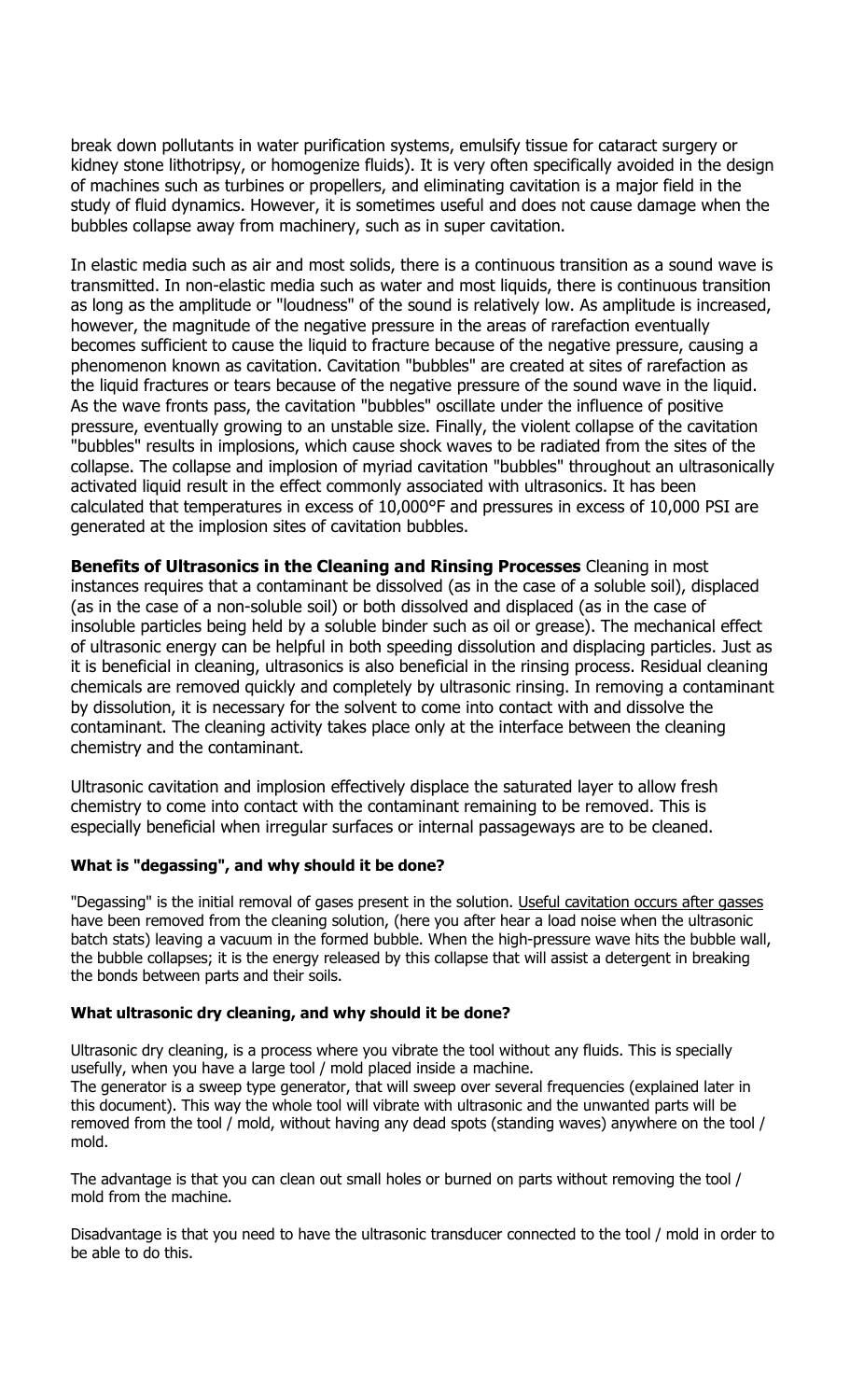break down pollutants in water purification systems, emulsify tissue for cataract surgery or kidney stone lithotripsy, or homogenize fluids). It is very often specifically avoided in the design of machines such as turbines or propellers, and eliminating cavitation is a major field in the study of fluid dynamics. However, it is sometimes useful and does not cause damage when the bubbles collapse away from machinery, such as in super cavitation.

In elastic media such as air and most solids, there is a continuous transition as a sound wave is transmitted. In non-elastic media such as water and most liquids, there is continuous transition as long as the amplitude or "loudness" of the sound is relatively low. As amplitude is increased, however, the magnitude of the negative pressure in the areas of rarefaction eventually becomes sufficient to cause the liquid to fracture because of the negative pressure, causing a phenomenon known as cavitation. Cavitation "bubbles" are created at sites of rarefaction as the liquid fractures or tears because of the negative pressure of the sound wave in the liquid. As the wave fronts pass, the cavitation "bubbles" oscillate under the influence of positive pressure, eventually growing to an unstable size. Finally, the violent collapse of the cavitation "bubbles" results in implosions, which cause shock waves to be radiated from the sites of the collapse. The collapse and implosion of myriad cavitation "bubbles" throughout an ultrasonically activated liquid result in the effect commonly associated with ultrasonics. It has been calculated that temperatures in excess of 10,000°F and pressures in excess of 10,000 PSI are generated at the implosion sites of cavitation bubbles.

**Benefits of Ultrasonics in the Cleaning and Rinsing Processes** Cleaning in most instances requires that a contaminant be dissolved (as in the case of a soluble soil), displaced (as in the case of a non-soluble soil) or both dissolved and displaced (as in the case of insoluble particles being held by a soluble binder such as oil or grease). The mechanical effect of ultrasonic energy can be helpful in both speeding dissolution and displacing particles. Just as it is beneficial in cleaning, ultrasonics is also beneficial in the rinsing process. Residual cleaning chemicals are removed quickly and completely by ultrasonic rinsing. In removing a contaminant by dissolution, it is necessary for the solvent to come into contact with and dissolve the contaminant. The cleaning activity takes place only at the interface between the cleaning chemistry and the contaminant.

Ultrasonic cavitation and implosion effectively displace the saturated layer to allow fresh chemistry to come into contact with the contaminant remaining to be removed. This is especially beneficial when irregular surfaces or internal passageways are to be cleaned.

**What is "degassing", and why should it be done?**

"Degassing" is the initial removal of gases present in the solution. Useful cavitation occurs after gasses have been removed from the cleaning solution, (here you after hear a load noise when the ultrasonic batch stats) leaving a vacuum in the formed bubble. When the high-pressure wave hits the bubble wall, the bubble collapses; it is the energy released by this collapse that will assist a detergent in breaking the bonds between parts and their soils.

**What ultrasonic dry cleaning, and why should it be done?**

Ultrasonic dry cleaning, is a process where you vibrate the tool without any fluids. This is specially usefully, when you have a large tool / mold placed inside a machine.
The generator is a sweep type generator, that will sweep over several frequencies (explained later in this document). This way the whole tool will vibrate with ultrasonic and the unwanted parts will be removed from the tool / mold, without having any dead spots (standing waves) anywhere on the tool / mold.

The advantage is that you can clean out small holes or burned on parts without removing the tool / mold from the machine.

Disadvantage is that you need to have the ultrasonic transducer connected to the tool / mold in order to be able to do this.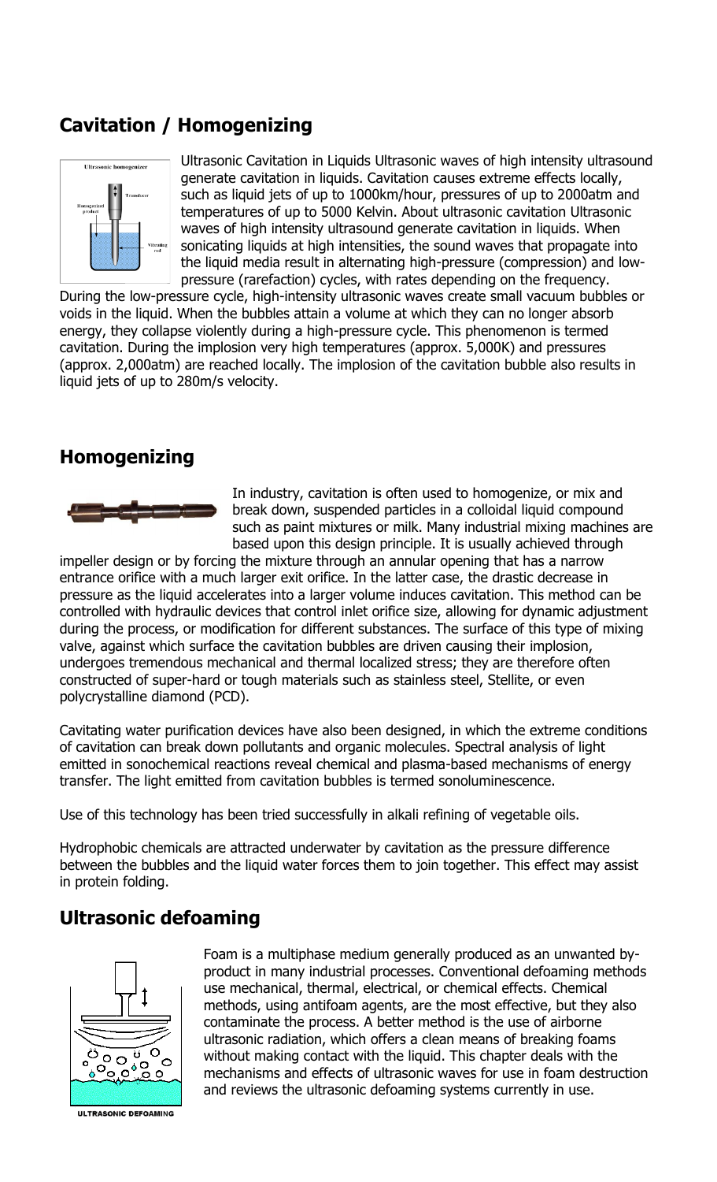## Cavitation / Homogenizing

Ultrasonic Cavitation in Liquids Ultrasonic waves of high intensity ultrasound generate cavitation in liquids. Cavitation causes extreme effects locally, such as liquid jets of up to 1000km/hour, pressures of up to 2000atm and temperatures of up to 5000 Kelvin. About ultrasonic cavitation Ultrasonic waves of high intensity ultrasound generate cavitation in liquids. When sonicating liquids at high intensities, the sound waves that propagate into the liquid media result in alternating high-pressure (compression) and low-pressure (rarefaction) cycles, with rates depending on the frequency. During the low-pressure cycle, high-intensity ultrasonic waves create small vacuum bubbles or voids in the liquid. When the bubbles attain a volume at which they can no longer absorb energy, they collapse violently during a high-pressure cycle. This phenomenon is termed cavitation. During the implosion very high temperatures (approx. 5,000K) and pressures (approx. 2,000atm) are reached locally. The implosion of the cavitation bubble also results in liquid jets of up to 280m/s velocity.

## Homogenizing

In industry, cavitation is often used to homogenize, or mix and break down, suspended particles in a colloidal liquid compound such as paint mixtures or milk. Many industrial mixing machines are based upon this design principle. It is usually achieved through impeller design or by forcing the mixture through an annular opening that has a narrow entrance orifice with a much larger exit orifice. In the latter case, the drastic decrease in pressure as the liquid accelerates into a larger volume induces cavitation. This method can be controlled with hydraulic devices that control inlet orifice size, allowing for dynamic adjustment during the process, or modification for different substances. The surface of this type of mixing valve, against which surface the cavitation bubbles are driven causing their implosion, undergoes tremendous mechanical and thermal localized stress; they are therefore often constructed of super-hard or tough materials such as stainless steel, Stellite, or even polycrystalline diamond (PCD).

Cavitating water purification devices have also been designed, in which the extreme conditions of cavitation can break down pollutants and organic molecules. Spectral analysis of light emitted in sonochemical reactions reveal chemical and plasma-based mechanisms of energy transfer. The light emitted from cavitation bubbles is termed sonoluminescence.

Use of this technology has been tried successfully in alkali refining of vegetable oils.

Hydrophobic chemicals are attracted underwater by cavitation as the pressure difference between the bubbles and the liquid water forces them to join together. This effect may assist in protein folding.

## Ultrasonic defoaming

Foam is a multiphase medium generally produced as an unwanted by-product in many industrial processes. Conventional defoaming methods use mechanical, thermal, electrical, or chemical effects. Chemical methods, using antifoam agents, are the most effective, but they also contaminate the process. A better method is the use of airborne ultrasonic radiation, which offers a clean means of breaking foams without making contact with the liquid. This chapter deals with the mechanisms and effects of ultrasonic waves for use in foam destruction and reviews the ultrasonic defoaming systems currently in use.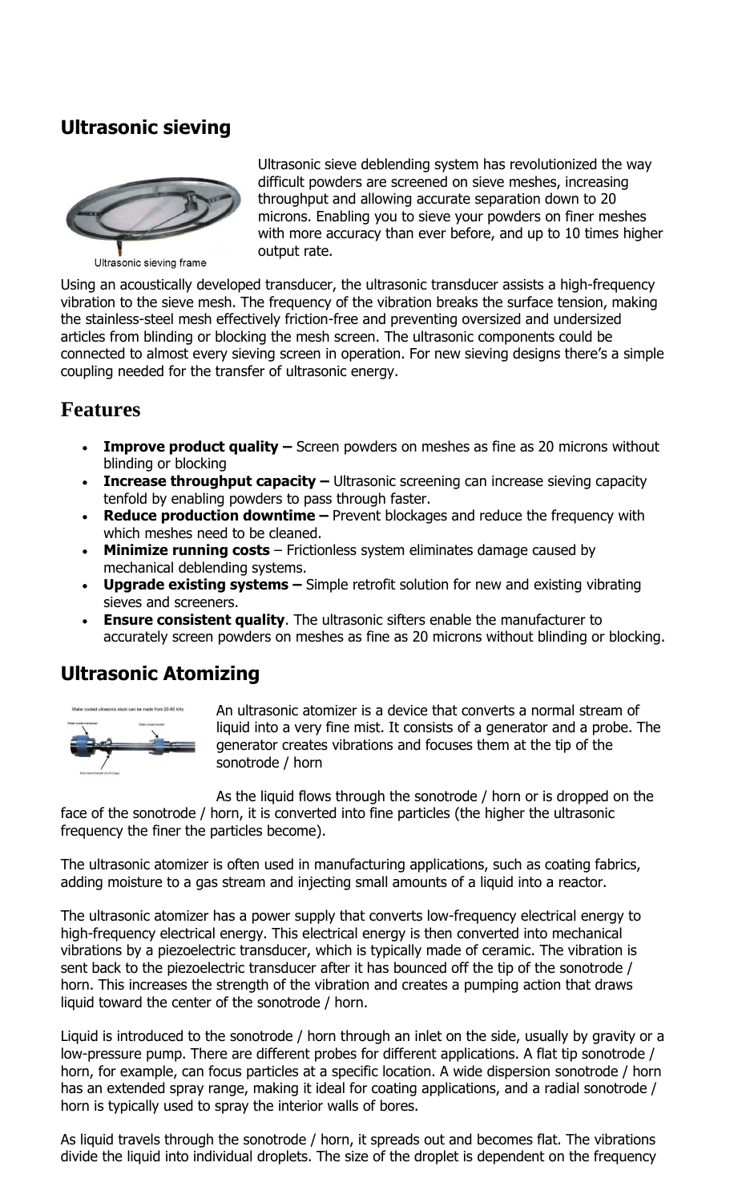## Ultrasonic sieving

Ultrasonic sieving frame

Ultrasonic sieve deblending system has revolutionized the way difficult powders are screened on sieve meshes, increasing throughput and allowing accurate separation down to 20 microns. Enabling you to sieve your powders on finer meshes with more accuracy than ever before, and up to 10 times higher output rate.

Using an acoustically developed transducer, the ultrasonic transducer assists a high-frequency vibration to the sieve mesh. The frequency of the vibration breaks the surface tension, making the stainless-steel mesh effectively friction-free and preventing oversized and undersized articles from blinding or blocking the mesh screen. The ultrasonic components could be connected to almost every sieving screen in operation. For new sieving designs there's a simple coupling needed for the transfer of ultrasonic energy.

## Features

- **Improve product quality –** Screen powders on meshes as fine as 20 microns without blinding or blocking
- **Increase throughput capacity –** Ultrasonic screening can increase sieving capacity tenfold by enabling powders to pass through faster.
- **Reduce production downtime –** Prevent blockages and reduce the frequency with which meshes need to be cleaned.
- **Minimize running costs** – Frictionless system eliminates damage caused by mechanical deblending systems.
- **Upgrade existing systems –** Simple retrofit solution for new and existing vibrating sieves and screeners.
- **Ensure consistent quality**. The ultrasonic sifters enable the manufacturer to accurately screen powders on meshes as fine as 20 microns without blinding or blocking.

## Ultrasonic Atomizing

An ultrasonic atomizer is a device that converts a normal stream of liquid into a very fine mist. It consists of a generator and a probe. The generator creates vibrations and focuses them at the tip of the sonotrode / horn

As the liquid flows through the sonotrode / horn or is dropped on the face of the sonotrode / horn, it is converted into fine particles (the higher the ultrasonic frequency the finer the particles become).

The ultrasonic atomizer is often used in manufacturing applications, such as coating fabrics, adding moisture to a gas stream and injecting small amounts of a liquid into a reactor.

The ultrasonic atomizer has a power supply that converts low-frequency electrical energy to high-frequency electrical energy. This electrical energy is then converted into mechanical vibrations by a piezoelectric transducer, which is typically made of ceramic. The vibration is sent back to the piezoelectric transducer after it has bounced off the tip of the sonotrode / horn. This increases the strength of the vibration and creates a pumping action that draws liquid toward the center of the sonotrode / horn.

Liquid is introduced to the sonotrode / horn through an inlet on the side, usually by gravity or a low-pressure pump. There are different probes for different applications. A flat tip sonotrode / horn, for example, can focus particles at a specific location. A wide dispersion sonotrode / horn has an extended spray range, making it ideal for coating applications, and a radial sonotrode / horn is typically used to spray the interior walls of bores.

As liquid travels through the sonotrode / horn, it spreads out and becomes flat. The vibrations divide the liquid into individual droplets. The size of the droplet is dependent on the frequency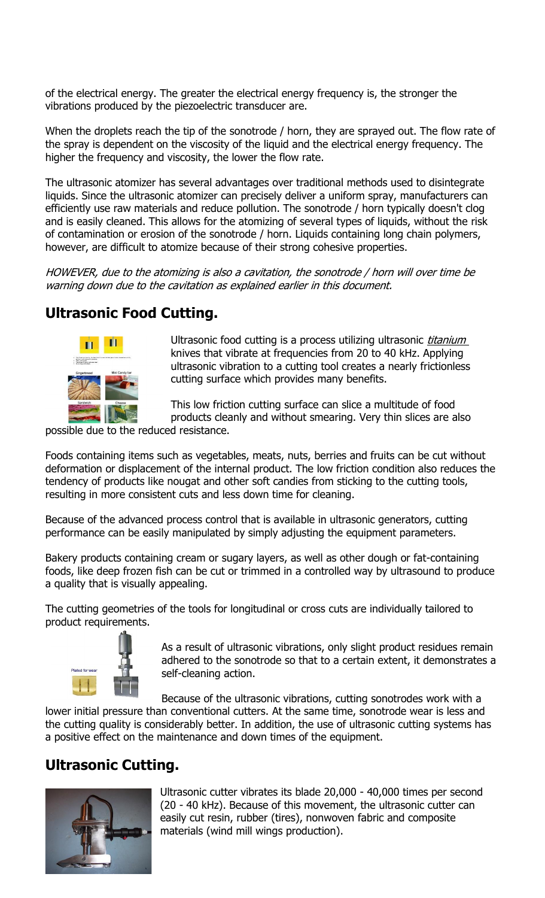of the electrical energy. The greater the electrical energy frequency is, the stronger the vibrations produced by the piezoelectric transducer are.

When the droplets reach the tip of the sonotrode / horn, they are sprayed out. The flow rate of the spray is dependent on the viscosity of the liquid and the electrical energy frequency. The higher the frequency and viscosity, the lower the flow rate.

The ultrasonic atomizer has several advantages over traditional methods used to disintegrate liquids. Since the ultrasonic atomizer can precisely deliver a uniform spray, manufacturers can efficiently use raw materials and reduce pollution. The sonotrode / horn typically doesn't clog and is easily cleaned. This allows for the atomizing of several types of liquids, without the risk of contamination or erosion of the sonotrode / horn. Liquids containing long chain polymers, however, are difficult to atomize because of their strong cohesive properties.

*HOWEVER, due to the atomizing is also a cavitation, the sonotrode / horn will over time be warning down due to the cavitation as explained earlier in this document.*

## Ultrasonic Food Cutting.

Ultrasonic food cutting is a process utilizing ultrasonic *titanium* knives that vibrate at frequencies from 20 to 40 kHz. Applying ultrasonic vibration to a cutting tool creates a nearly frictionless cutting surface which provides many benefits.

This low friction cutting surface can slice a multitude of food products cleanly and without smearing. Very thin slices are also possible due to the reduced resistance.

Foods containing items such as vegetables, meats, nuts, berries and fruits can be cut without deformation or displacement of the internal product. The low friction condition also reduces the tendency of products like nougat and other soft candies from sticking to the cutting tools, resulting in more consistent cuts and less down time for cleaning.

Because of the advanced process control that is available in ultrasonic generators, cutting performance can be easily manipulated by simply adjusting the equipment parameters.

Bakery products containing cream or sugary layers, as well as other dough or fat-containing foods, like deep frozen fish can be cut or trimmed in a controlled way by ultrasound to produce a quality that is visually appealing.

The cutting geometries of the tools for longitudinal or cross cuts are individually tailored to product requirements.

As a result of ultrasonic vibrations, only slight product residues remain adhered to the sonotrode so that to a certain extent, it demonstrates a self-cleaning action.

Because of the ultrasonic vibrations, cutting sonotrodes work with a lower initial pressure than conventional cutters. At the same time, sonotrode wear is less and the cutting quality is considerably better. In addition, the use of ultrasonic cutting systems has a positive effect on the maintenance and down times of the equipment.

## Ultrasonic Cutting.

Ultrasonic cutter vibrates its blade 20,000 - 40,000 times per second (20 - 40 kHz). Because of this movement, the ultrasonic cutter can easily cut resin, rubber (tires), nonwoven fabric and composite materials (wind mill wings production).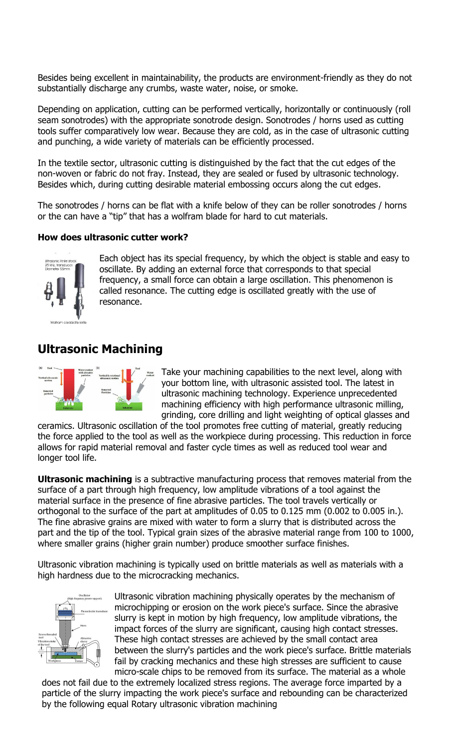Besides being excellent in maintainability, the products are environment-friendly as they do not substantially discharge any crumbs, waste water, noise, or smoke.

Depending on application, cutting can be performed vertically, horizontally or continuously (roll seam sonotrodes) with the appropriate sonotrode design. Sonotrodes / horns used as cutting tools suffer comparatively low wear. Because they are cold, as in the case of ultrasonic cutting and punching, a wide variety of materials can be efficiently processed.

In the textile sector, ultrasonic cutting is distinguished by the fact that the cut edges of the non-woven or fabric do not fray. Instead, they are sealed or fused by ultrasonic technology. Besides which, during cutting desirable material embossing occurs along the cut edges.

The sonotrodes / horns can be flat with a knife below of they can be roller sonotrodes / horns or the can have a "tip" that has a wolfram blade for hard to cut materials.

**How does ultrasonic cutter work?**

Each object has its special frequency, by which the object is stable and easy to oscillate. By adding an external force that corresponds to that special frequency, a small force can obtain a large oscillation. This phenomenon is called resonance. The cutting edge is oscillated greatly with the use of resonance.

## Ultrasonic Machining

Take your machining capabilities to the next level, along with your bottom line, with ultrasonic assisted tool. The latest in ultrasonic machining technology. Experience unprecedented machining efficiency with high performance ultrasonic milling, grinding, core drilling and light weighting of optical glasses and ceramics. Ultrasonic oscillation of the tool promotes free cutting of material, greatly reducing the force applied to the tool as well as the workpiece during processing. This reduction in force allows for rapid material removal and faster cycle times as well as reduced tool wear and longer tool life.

**Ultrasonic machining** is a subtractive manufacturing process that removes material from the surface of a part through high frequency, low amplitude vibrations of a tool against the material surface in the presence of fine abrasive particles. The tool travels vertically or orthogonal to the surface of the part at amplitudes of 0.05 to 0.125 mm (0.002 to 0.005 in.). The fine abrasive grains are mixed with water to form a slurry that is distributed across the part and the tip of the tool. Typical grain sizes of the abrasive material range from 100 to 1000, where smaller grains (higher grain number) produce smoother surface finishes.

Ultrasonic vibration machining is typically used on brittle materials as well as materials with a high hardness due to the microcracking mechanics.

Ultrasonic vibration machining physically operates by the mechanism of microchipping or erosion on the work piece's surface. Since the abrasive slurry is kept in motion by high frequency, low amplitude vibrations, the impact forces of the slurry are significant, causing high contact stresses. These high contact stresses are achieved by the small contact area between the slurry's particles and the work piece's surface. Brittle materials fail by cracking mechanics and these high stresses are sufficient to cause micro-scale chips to be removed from its surface. The material as a whole does not fail due to the extremely localized stress regions. The average force imparted by a particle of the slurry impacting the work piece's surface and rebounding can be characterized by the following equal Rotary ultrasonic vibration machining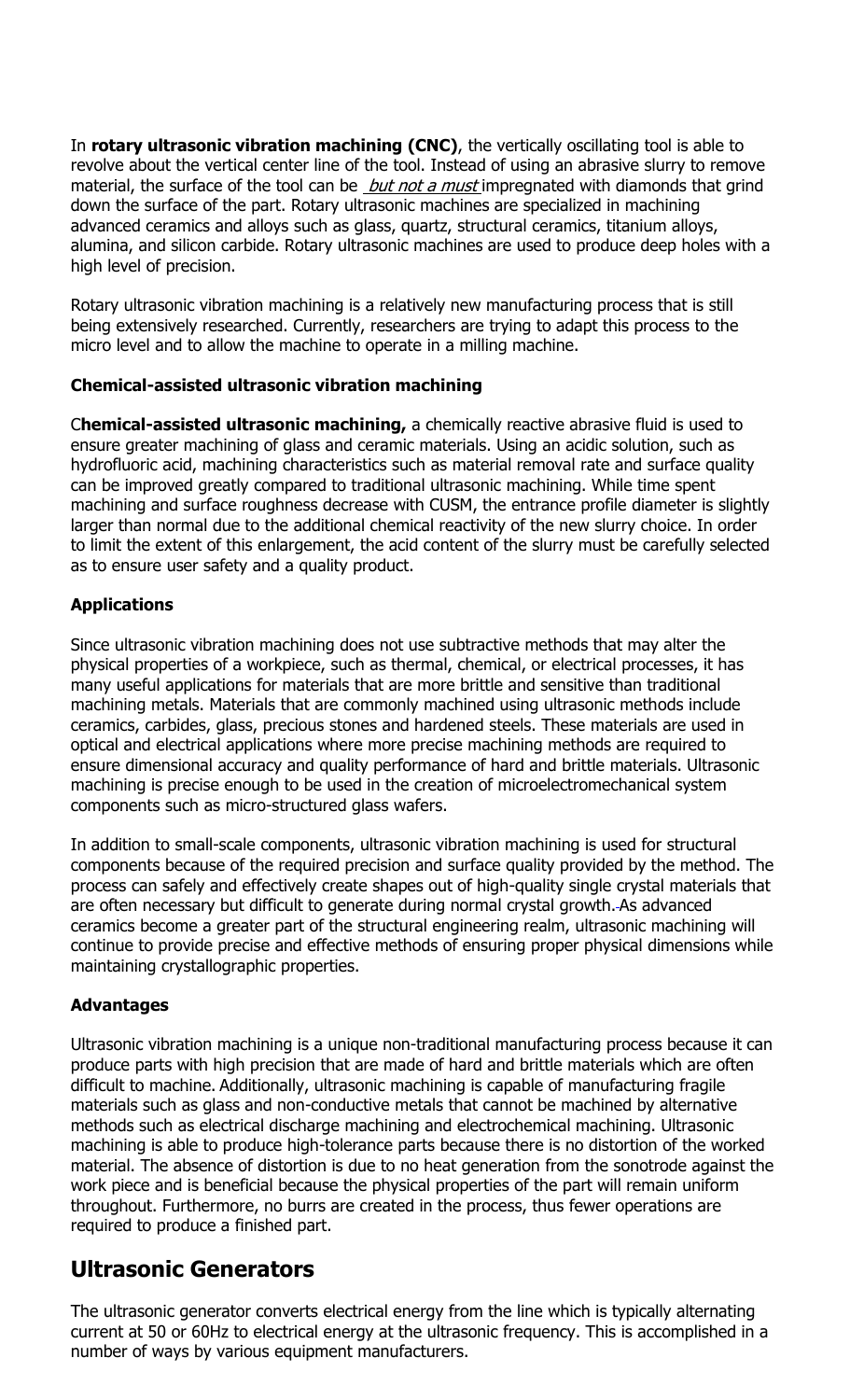In **rotary ultrasonic vibration machining (CNC)**, the vertically oscillating tool is able to revolve about the vertical center line of the tool. Instead of using an abrasive slurry to remove material, the surface of the tool can be *but not a must* impregnated with diamonds that grind down the surface of the part. Rotary ultrasonic machines are specialized in machining advanced ceramics and alloys such as glass, quartz, structural ceramics, titanium alloys, alumina, and silicon carbide. Rotary ultrasonic machines are used to produce deep holes with a high level of precision.

Rotary ultrasonic vibration machining is a relatively new manufacturing process that is still being extensively researched. Currently, researchers are trying to adapt this process to the micro level and to allow the machine to operate in a milling machine.

### Chemical-assisted ultrasonic vibration machining

C**hemical-assisted ultrasonic machining,** a chemically reactive abrasive fluid is used to ensure greater machining of glass and ceramic materials. Using an acidic solution, such as hydrofluoric acid, machining characteristics such as material removal rate and surface quality can be improved greatly compared to traditional ultrasonic machining. While time spent machining and surface roughness decrease with CUSM, the entrance profile diameter is slightly larger than normal due to the additional chemical reactivity of the new slurry choice. In order to limit the extent of this enlargement, the acid content of the slurry must be carefully selected as to ensure user safety and a quality product.

### Applications

Since ultrasonic vibration machining does not use subtractive methods that may alter the physical properties of a workpiece, such as thermal, chemical, or electrical processes, it has many useful applications for materials that are more brittle and sensitive than traditional machining metals. Materials that are commonly machined using ultrasonic methods include ceramics, carbides, glass, precious stones and hardened steels. These materials are used in optical and electrical applications where more precise machining methods are required to ensure dimensional accuracy and quality performance of hard and brittle materials. Ultrasonic machining is precise enough to be used in the creation of microelectromechanical system components such as micro-structured glass wafers.

In addition to small-scale components, ultrasonic vibration machining is used for structural components because of the required precision and surface quality provided by the method. The process can safely and effectively create shapes out of high-quality single crystal materials that are often necessary but difficult to generate during normal crystal growth. As advanced ceramics become a greater part of the structural engineering realm, ultrasonic machining will continue to provide precise and effective methods of ensuring proper physical dimensions while maintaining crystallographic properties.

### Advantages

Ultrasonic vibration machining is a unique non-traditional manufacturing process because it can produce parts with high precision that are made of hard and brittle materials which are often difficult to machine. Additionally, ultrasonic machining is capable of manufacturing fragile materials such as glass and non-conductive metals that cannot be machined by alternative methods such as electrical discharge machining and electrochemical machining. Ultrasonic machining is able to produce high-tolerance parts because there is no distortion of the worked material. The absence of distortion is due to no heat generation from the sonotrode against the work piece and is beneficial because the physical properties of the part will remain uniform throughout. Furthermore, no burrs are created in the process, thus fewer operations are required to produce a finished part.

## Ultrasonic Generators

The ultrasonic generator converts electrical energy from the line which is typically alternating current at 50 or 60Hz to electrical energy at the ultrasonic frequency. This is accomplished in a number of ways by various equipment manufacturers.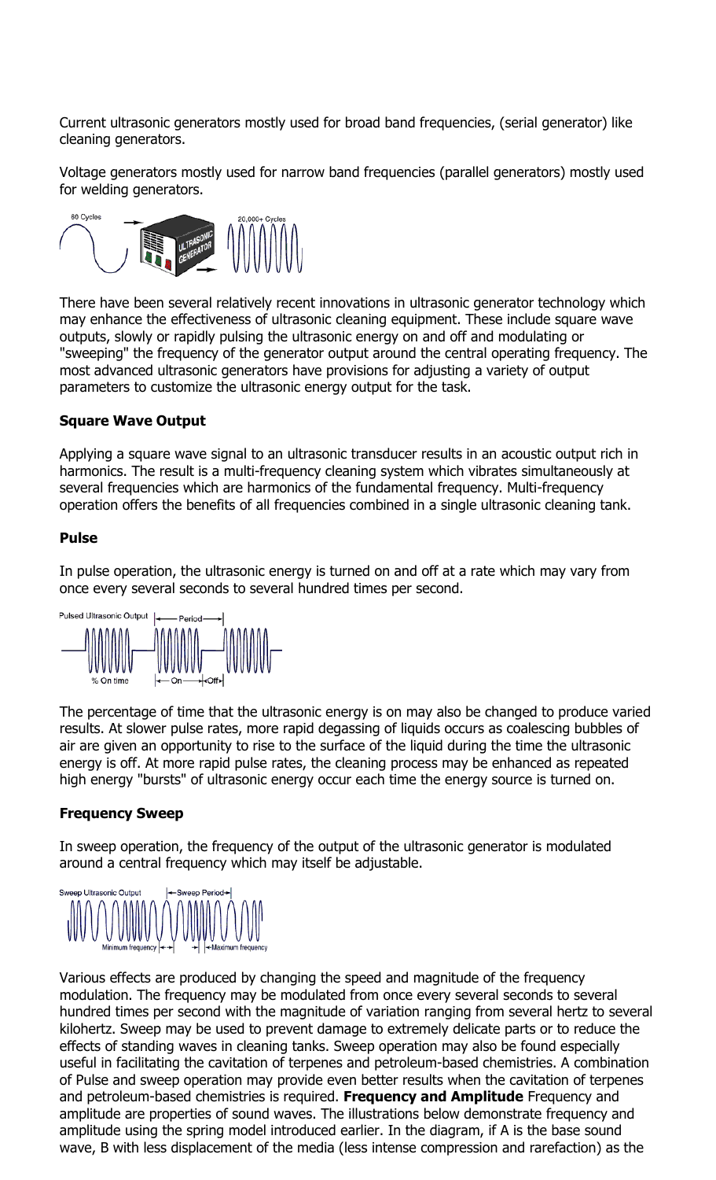Current ultrasonic generators mostly used for broad band frequencies, (serial generator) like cleaning generators.

Voltage generators mostly used for narrow band frequencies (parallel generators) mostly used for welding generators.

There have been several relatively recent innovations in ultrasonic generator technology which may enhance the effectiveness of ultrasonic cleaning equipment. These include square wave outputs, slowly or rapidly pulsing the ultrasonic energy on and off and modulating or "sweeping" the frequency of the generator output around the central operating frequency. The most advanced ultrasonic generators have provisions for adjusting a variety of output parameters to customize the ultrasonic energy output for the task.

**Square Wave Output**

Applying a square wave signal to an ultrasonic transducer results in an acoustic output rich in harmonics. The result is a multi-frequency cleaning system which vibrates simultaneously at several frequencies which are harmonics of the fundamental frequency. Multi-frequency operation offers the benefits of all frequencies combined in a single ultrasonic cleaning tank.

**Pulse**

In pulse operation, the ultrasonic energy is turned on and off at a rate which may vary from once every several seconds to several hundred times per second.

The percentage of time that the ultrasonic energy is on may also be changed to produce varied results. At slower pulse rates, more rapid degassing of liquids occurs as coalescing bubbles of air are given an opportunity to rise to the surface of the liquid during the time the ultrasonic energy is off. At more rapid pulse rates, the cleaning process may be enhanced as repeated high energy "bursts" of ultrasonic energy occur each time the energy source is turned on.

**Frequency Sweep**

In sweep operation, the frequency of the output of the ultrasonic generator is modulated around a central frequency which may itself be adjustable.

Various effects are produced by changing the speed and magnitude of the frequency modulation. The frequency may be modulated from once every several seconds to several hundred times per second with the magnitude of variation ranging from several hertz to several kilohertz. Sweep may be used to prevent damage to extremely delicate parts or to reduce the effects of standing waves in cleaning tanks. Sweep operation may also be found especially useful in facilitating the cavitation of terpenes and petroleum-based chemistries. A combination of Pulse and sweep operation may provide even better results when the cavitation of terpenes and petroleum-based chemistries is required. **Frequency and Amplitude** Frequency and amplitude are properties of sound waves. The illustrations below demonstrate frequency and amplitude using the spring model introduced earlier. In the diagram, if A is the base sound wave, B with less displacement of the media (less intense compression and rarefaction) as the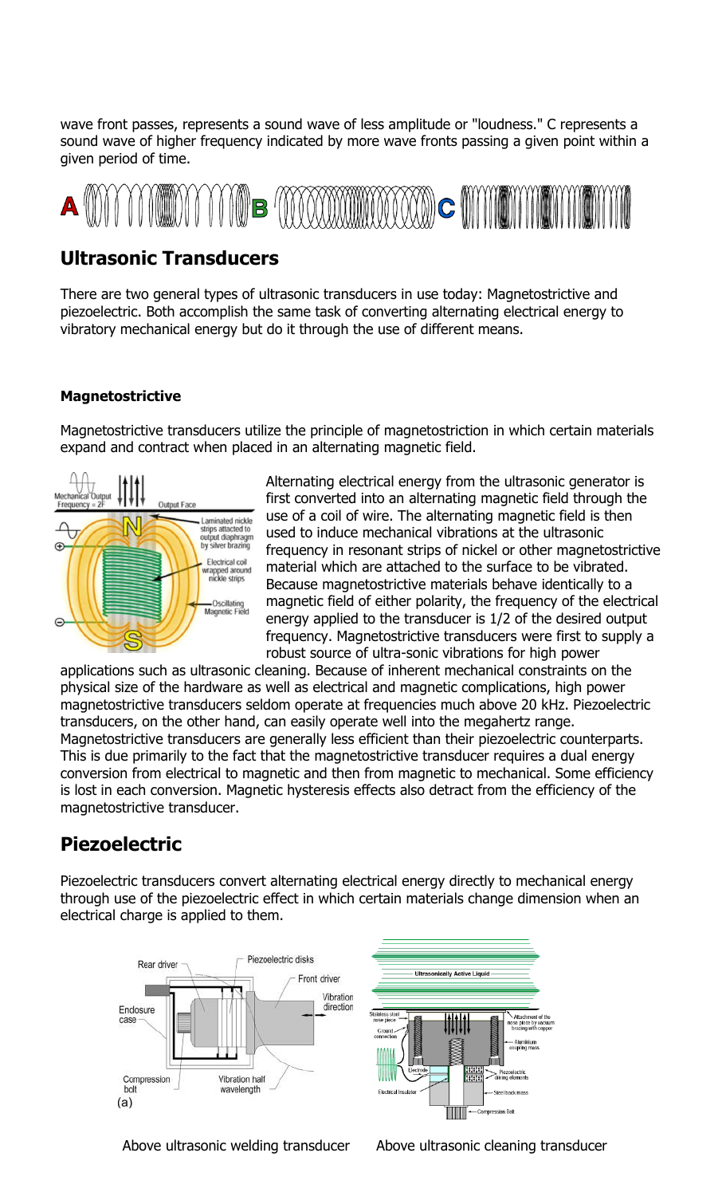wave front passes, represents a sound wave of less amplitude or "loudness." C represents a sound wave of higher frequency indicated by more wave fronts passing a given point within a given period of time.

A B C

## Ultrasonic Transducers

There are two general types of ultrasonic transducers in use today: Magnetostrictive and piezoelectric. Both accomplish the same task of converting alternating electrical energy to vibratory mechanical energy but do it through the use of different means.

### Magnetostrictive

Magnetostrictive transducers utilize the principle of magnetostriction in which certain materials expand and contract when placed in an alternating magnetic field.

Mechanical Output Frequency = 2F
Output Face
N
Laminated nickle strips attached to output diaphragm by silver brazing
Electrical coil wrapped around nickle strips
Oscillating Magnetic Field
S

Alternating electrical energy from the ultrasonic generator is first converted into an alternating magnetic field through the use of a coil of wire. The alternating magnetic field is then used to induce mechanical vibrations at the ultrasonic frequency in resonant strips of nickel or other magnetostrictive material which are attached to the surface to be vibrated. Because magnetostrictive materials behave identically to a magnetic field of either polarity, the frequency of the electrical energy applied to the transducer is 1/2 of the desired output frequency. Magnetostrictive transducers were first to supply a robust source of ultra-sonic vibrations for high power applications such as ultrasonic cleaning. Because of inherent mechanical constraints on the physical size of the hardware as well as electrical and magnetic complications, high power magnetostrictive transducers seldom operate at frequencies much above 20 kHz. Piezoelectric transducers, on the other hand, can easily operate well into the megahertz range. Magnetostrictive transducers are generally less efficient than their piezoelectric counterparts. This is due primarily to the fact that the magnetostrictive transducer requires a dual energy conversion from electrical to magnetic and then from magnetic to mechanical. Some efficiency is lost in each conversion. Magnetic hysteresis effects also detract from the efficiency of the magnetostrictive transducer.

## Piezoelectric

Piezoelectric transducers convert alternating electrical energy directly to mechanical energy through use of the piezoelectric effect in which certain materials change dimension when an electrical charge is applied to them.

Rear driver
Piezoelectric disks
Front driver
Vibration direction
Enclosure case
Compression bolt
Vibration half wavelength
(a)

Ultrasonically Active Liquid
Stainless steel nose piece
Ground connection
Attachment of the nose piece by vacuum brazing with copper
Aluminium coupling mass
Electrode
Piezoelectric driving elements
Electrical Insulator
Steel back mass
Compression Bolt

Above ultrasonic welding transducer

Above ultrasonic cleaning transducer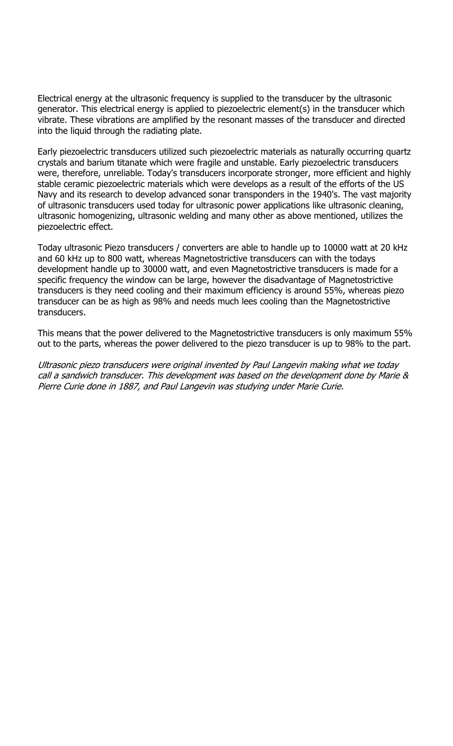Electrical energy at the ultrasonic frequency is supplied to the transducer by the ultrasonic generator. This electrical energy is applied to piezoelectric element(s) in the transducer which vibrate. These vibrations are amplified by the resonant masses of the transducer and directed into the liquid through the radiating plate.

Early piezoelectric transducers utilized such piezoelectric materials as naturally occurring quartz crystals and barium titanate which were fragile and unstable. Early piezoelectric transducers were, therefore, unreliable. Today's transducers incorporate stronger, more efficient and highly stable ceramic piezoelectric materials which were develops as a result of the efforts of the US Navy and its research to develop advanced sonar transponders in the 1940's. The vast majority of ultrasonic transducers used today for ultrasonic power applications like ultrasonic cleaning, ultrasonic homogenizing, ultrasonic welding and many other as above mentioned, utilizes the piezoelectric effect.

Today ultrasonic Piezo transducers / converters are able to handle up to 10000 watt at 20 kHz and 60 kHz up to 800 watt, whereas Magnetostrictive transducers can with the todays development handle up to 30000 watt, and even Magnetostrictive transducers is made for a specific frequency the window can be large, however the disadvantage of Magnetostrictive transducers is they need cooling and their maximum efficiency is around 55%, whereas piezo transducer can be as high as 98% and needs much lees cooling than the Magnetostrictive transducers.

This means that the power delivered to the Magnetostrictive transducers is only maximum 55% out to the parts, whereas the power delivered to the piezo transducer is up to 98% to the part.

*Ultrasonic piezo transducers were original invented by Paul Langevin making what we today call a sandwich transducer. This development was based on the development done by Marie & Pierre Curie done in 1887, and Paul Langevin was studying under Marie Curie.*